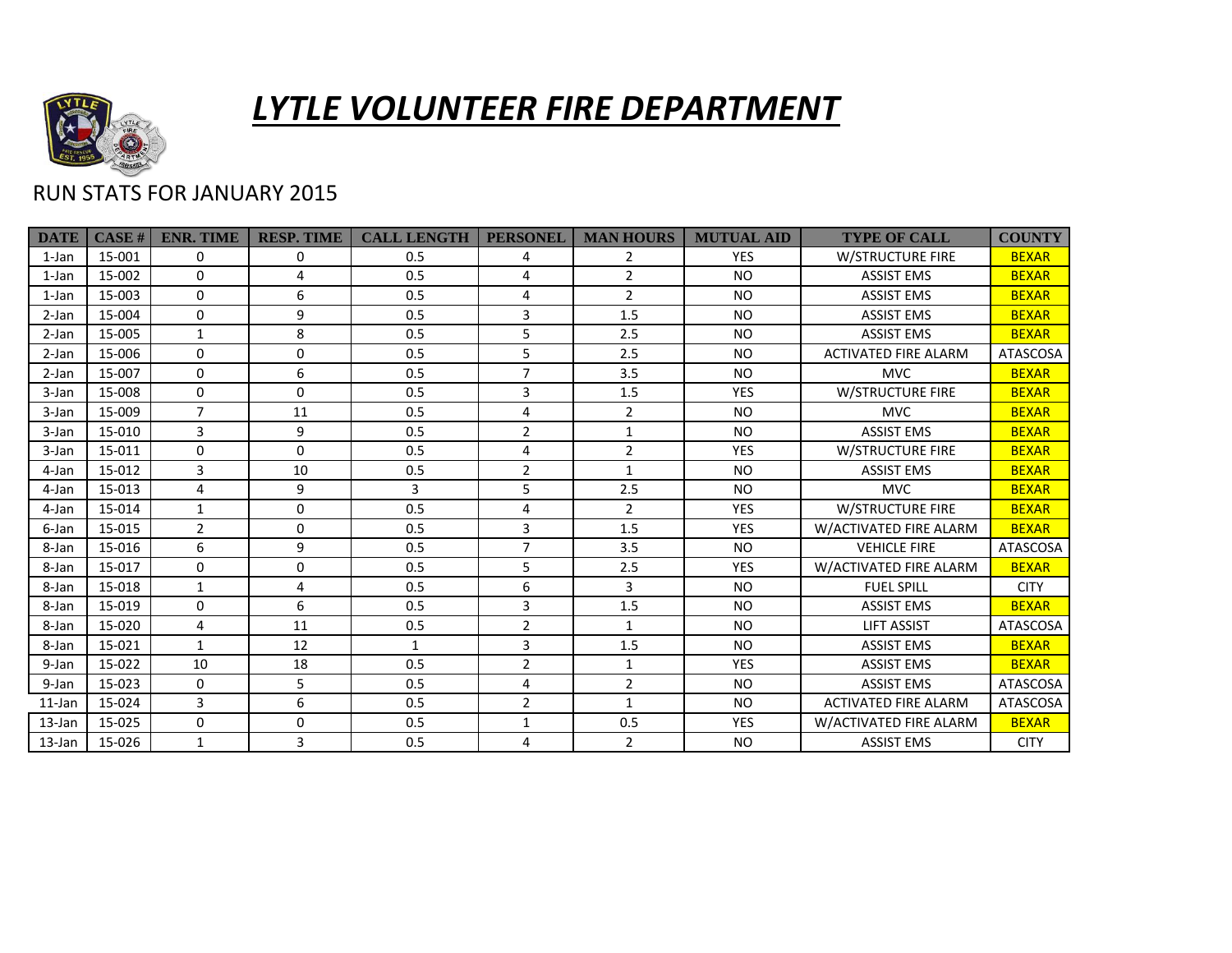# *LYTLE VOLUNTEER FIRE DEPARTMENT*

RUN STATS FOR JANUARY 2015

| DATE | CASE # | ENR. TIME | RESP. TIME | CALL LENGTH | PERSONEL | MAN HOURS | MUTUAL AID | TYPE OF CALL | COUNTY |
|---|---|---|---|---|---|---|---|---|---|
| 1-Jan | 15-001 | 0 | 0 | 0.5 | 4 | 2 | YES | W/STRUCTURE FIRE | BEXAR |
| 1-Jan | 15-002 | 0 | 4 | 0.5 | 4 | 2 | NO | ASSIST EMS | BEXAR |
| 1-Jan | 15-003 | 0 | 6 | 0.5 | 4 | 2 | NO | ASSIST EMS | BEXAR |
| 2-Jan | 15-004 | 0 | 9 | 0.5 | 3 | 1.5 | NO | ASSIST EMS | BEXAR |
| 2-Jan | 15-005 | 1 | 8 | 0.5 | 5 | 2.5 | NO | ASSIST EMS | BEXAR |
| 2-Jan | 15-006 | 0 | 0 | 0.5 | 5 | 2.5 | NO | ACTIVATED FIRE ALARM | ATASCOSA |
| 2-Jan | 15-007 | 0 | 6 | 0.5 | 7 | 3.5 | NO | MVC | BEXAR |
| 3-Jan | 15-008 | 0 | 0 | 0.5 | 3 | 1.5 | YES | W/STRUCTURE FIRE | BEXAR |
| 3-Jan | 15-009 | 7 | 11 | 0.5 | 4 | 2 | NO | MVC | BEXAR |
| 3-Jan | 15-010 | 3 | 9 | 0.5 | 2 | 1 | NO | ASSIST EMS | BEXAR |
| 3-Jan | 15-011 | 0 | 0 | 0.5 | 4 | 2 | YES | W/STRUCTURE FIRE | BEXAR |
| 4-Jan | 15-012 | 3 | 10 | 0.5 | 2 | 1 | NO | ASSIST EMS | BEXAR |
| 4-Jan | 15-013 | 4 | 9 | 3 | 5 | 2.5 | NO | MVC | BEXAR |
| 4-Jan | 15-014 | 1 | 0 | 0.5 | 4 | 2 | YES | W/STRUCTURE FIRE | BEXAR |
| 6-Jan | 15-015 | 2 | 0 | 0.5 | 3 | 1.5 | YES | W/ACTIVATED FIRE ALARM | BEXAR |
| 8-Jan | 15-016 | 6 | 9 | 0.5 | 7 | 3.5 | NO | VEHICLE FIRE | ATASCOSA |
| 8-Jan | 15-017 | 0 | 0 | 0.5 | 5 | 2.5 | YES | W/ACTIVATED FIRE ALARM | BEXAR |
| 8-Jan | 15-018 | 1 | 4 | 0.5 | 6 | 3 | NO | FUEL SPILL | CITY |
| 8-Jan | 15-019 | 0 | 6 | 0.5 | 3 | 1.5 | NO | ASSIST EMS | BEXAR |
| 8-Jan | 15-020 | 4 | 11 | 0.5 | 2 | 1 | NO | LIFT ASSIST | ATASCOSA |
| 8-Jan | 15-021 | 1 | 12 | 1 | 3 | 1.5 | NO | ASSIST EMS | BEXAR |
| 9-Jan | 15-022 | 10 | 18 | 0.5 | 2 | 1 | YES | ASSIST EMS | BEXAR |
| 9-Jan | 15-023 | 0 | 5 | 0.5 | 4 | 2 | NO | ASSIST EMS | ATASCOSA |
| 11-Jan | 15-024 | 3 | 6 | 0.5 | 2 | 1 | NO | ACTIVATED FIRE ALARM | ATASCOSA |
| 13-Jan | 15-025 | 0 | 0 | 0.5 | 1 | 0.5 | YES | W/ACTIVATED FIRE ALARM | BEXAR |
| 13-Jan | 15-026 | 1 | 3 | 0.5 | 4 | 2 | NO | ASSIST EMS | CITY |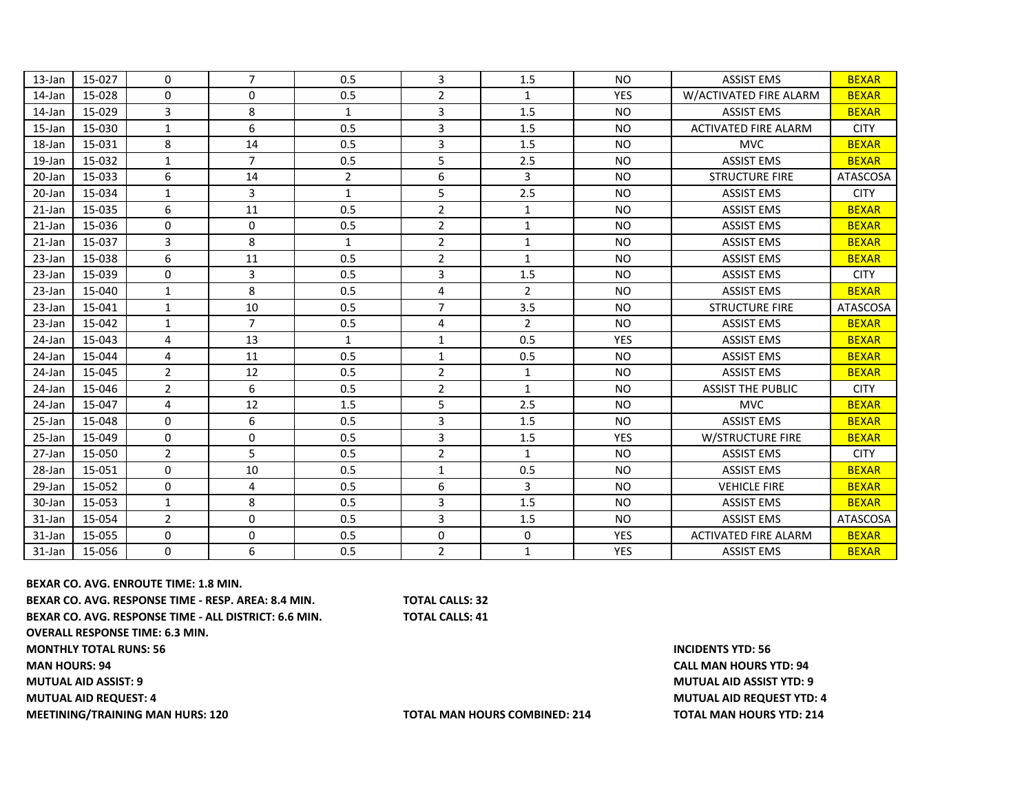| | | | | | | | | | |
|---|---|---|---|---|---|---|---|---|---|
| 13-Jan | 15-027 | 0 | 7 | 0.5 | 3 | 1.5 | NO | ASSIST EMS | BEXAR |
| 14-Jan | 15-028 | 0 | 0 | 0.5 | 2 | 1 | YES | W/ACTIVATED FIRE ALARM | BEXAR |
| 14-Jan | 15-029 | 3 | 8 | 1 | 3 | 1.5 | NO | ASSIST EMS | BEXAR |
| 15-Jan | 15-030 | 1 | 6 | 0.5 | 3 | 1.5 | NO | ACTIVATED FIRE ALARM | CITY |
| 18-Jan | 15-031 | 8 | 14 | 0.5 | 3 | 1.5 | NO | MVC | BEXAR |
| 19-Jan | 15-032 | 1 | 7 | 0.5 | 5 | 2.5 | NO | ASSIST EMS | BEXAR |
| 20-Jan | 15-033 | 6 | 14 | 2 | 6 | 3 | NO | STRUCTURE FIRE | ATASCOSA |
| 20-Jan | 15-034 | 1 | 3 | 1 | 5 | 2.5 | NO | ASSIST EMS | CITY |
| 21-Jan | 15-035 | 6 | 11 | 0.5 | 2 | 1 | NO | ASSIST EMS | BEXAR |
| 21-Jan | 15-036 | 0 | 0 | 0.5 | 2 | 1 | NO | ASSIST EMS | BEXAR |
| 21-Jan | 15-037 | 3 | 8 | 1 | 2 | 1 | NO | ASSIST EMS | BEXAR |
| 23-Jan | 15-038 | 6 | 11 | 0.5 | 2 | 1 | NO | ASSIST EMS | BEXAR |
| 23-Jan | 15-039 | 0 | 3 | 0.5 | 3 | 1.5 | NO | ASSIST EMS | CITY |
| 23-Jan | 15-040 | 1 | 8 | 0.5 | 4 | 2 | NO | ASSIST EMS | BEXAR |
| 23-Jan | 15-041 | 1 | 10 | 0.5 | 7 | 3.5 | NO | STRUCTURE FIRE | ATASCOSA |
| 23-Jan | 15-042 | 1 | 7 | 0.5 | 4 | 2 | NO | ASSIST EMS | BEXAR |
| 24-Jan | 15-043 | 4 | 13 | 1 | 1 | 0.5 | YES | ASSIST EMS | BEXAR |
| 24-Jan | 15-044 | 4 | 11 | 0.5 | 1 | 0.5 | NO | ASSIST EMS | BEXAR |
| 24-Jan | 15-045 | 2 | 12 | 0.5 | 2 | 1 | NO | ASSIST EMS | BEXAR |
| 24-Jan | 15-046 | 2 | 6 | 0.5 | 2 | 1 | NO | ASSIST THE PUBLIC | CITY |
| 24-Jan | 15-047 | 4 | 12 | 1.5 | 5 | 2.5 | NO | MVC | BEXAR |
| 25-Jan | 15-048 | 0 | 6 | 0.5 | 3 | 1.5 | NO | ASSIST EMS | BEXAR |
| 25-Jan | 15-049 | 0 | 0 | 0.5 | 3 | 1.5 | YES | W/STRUCTURE FIRE | BEXAR |
| 27-Jan | 15-050 | 2 | 5 | 0.5 | 2 | 1 | NO | ASSIST EMS | CITY |
| 28-Jan | 15-051 | 0 | 10 | 0.5 | 1 | 0.5 | NO | ASSIST EMS | BEXAR |
| 29-Jan | 15-052 | 0 | 4 | 0.5 | 6 | 3 | NO | VEHICLE FIRE | BEXAR |
| 30-Jan | 15-053 | 1 | 8 | 0.5 | 3 | 1.5 | NO | ASSIST EMS | BEXAR |
| 31-Jan | 15-054 | 2 | 0 | 0.5 | 3 | 1.5 | NO | ASSIST EMS | ATASCOSA |
| 31-Jan | 15-055 | 0 | 0 | 0.5 | 0 | 0 | YES | ACTIVATED FIRE ALARM | BEXAR |
| 31-Jan | 15-056 | 0 | 6 | 0.5 | 2 | 1 | YES | ASSIST EMS | BEXAR |

**BEXAR CO. AVG. ENROUTE TIME: 1.8 MIN.**

**BEXAR CO. AVG. RESPONSE TIME - RESP. AREA: 8.4 MIN.** **TOTAL CALLS: 32**

**BEXAR CO. AVG. RESPONSE TIME - ALL DISTRICT: 6.6 MIN.** **TOTAL CALLS: 41**

**OVERALL RESPONSE TIME: 6.3 MIN.**

**MONTHLY TOTAL RUNS: 56**

**MAN HOURS: 94**

**MUTUAL AID ASSIST: 9**

**MUTUAL AID REQUEST: 4**

**MEETINING/TRAINING MAN HURS: 120**

**TOTAL MAN HOURS COMBINED: 214**

**INCIDENTS YTD: 56**

**CALL MAN HOURS YTD: 94**

**MUTUAL AID ASSIST YTD: 9**

**MUTUAL AID REQUEST YTD: 4**

**TOTAL MAN HOURS YTD: 214**